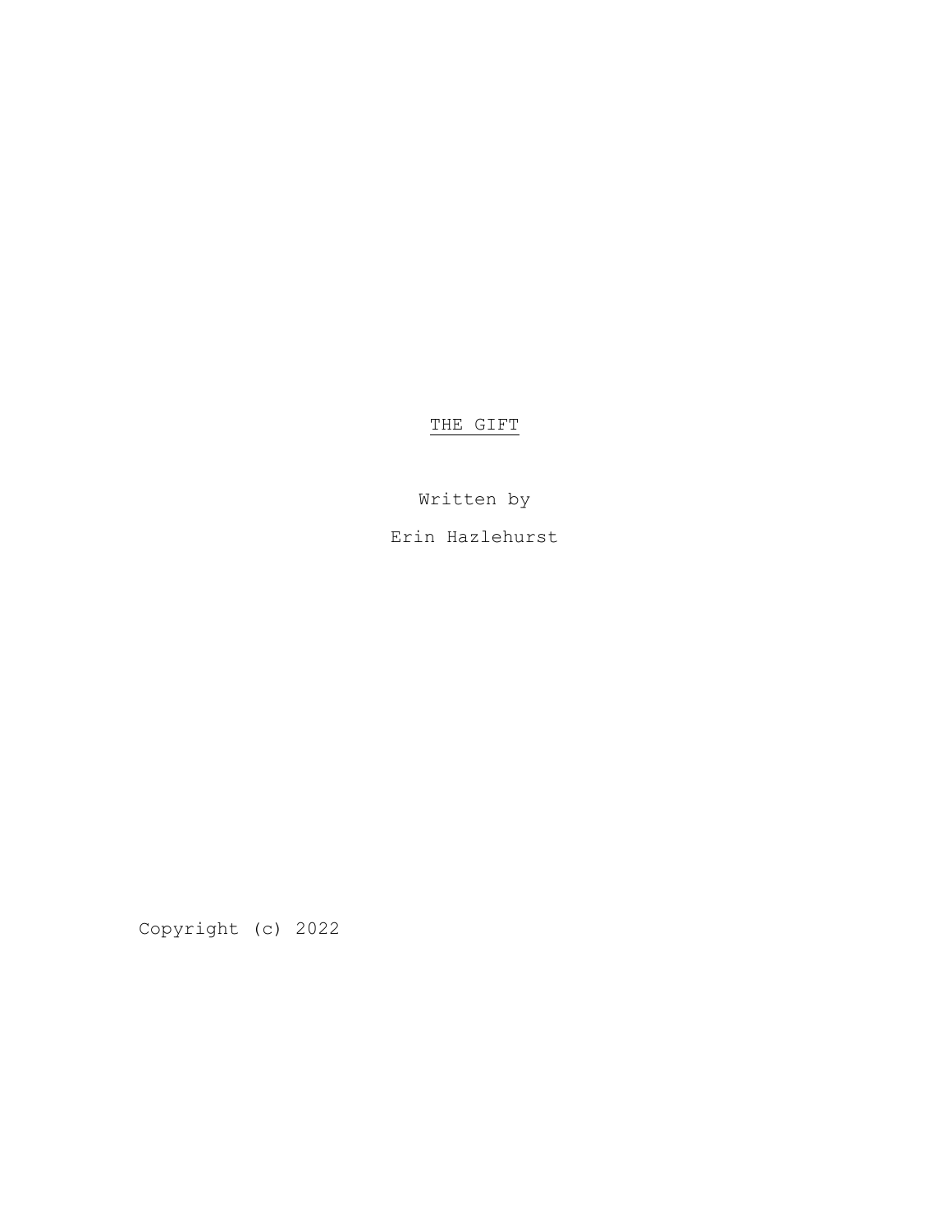# THE GIFT

Written by

Erin Hazlehurst

Copyright (c) 2022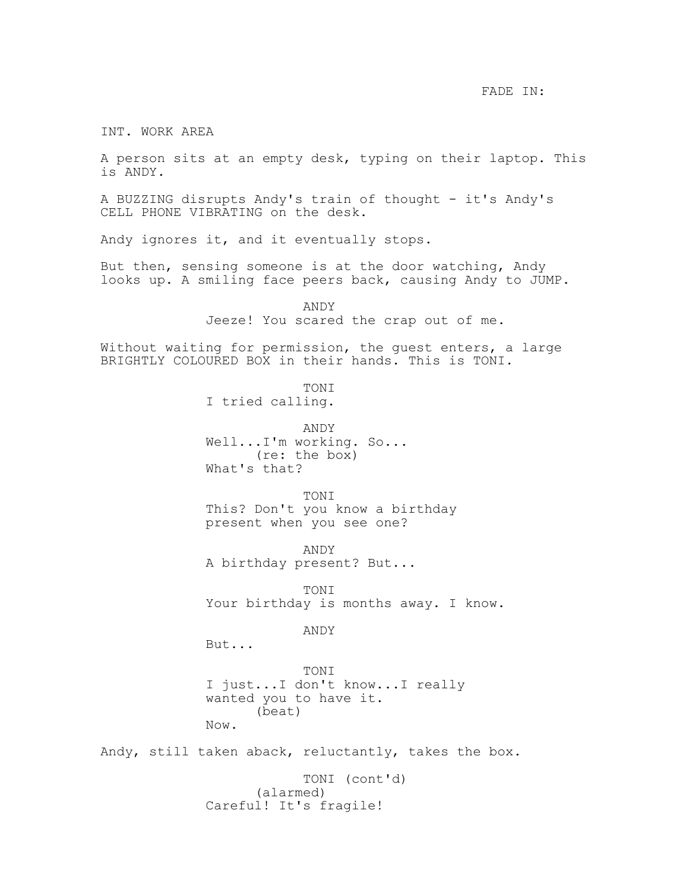FADE IN:

INT. WORK AREA

A person sits at an empty desk, typing on their laptop. This is ANDY.

A BUZZING disrupts Andy's train of thought - it's Andy's CELL PHONE VIBRATING on the desk.

Andy ignores it, and it eventually stops.

But then, sensing someone is at the door watching, Andy looks up. A smiling face peers back, causing Andy to JUMP.

ANDY
Jeeze! You scared the crap out of me.

Without waiting for permission, the guest enters, a large BRIGHTLY COLOURED BOX in their hands. This is TONI.

TONI
I tried calling.

ANDY
Well...I'm working. So...
(re: the box)
What's that?

TONI
This? Don't you know a birthday present when you see one?

ANDY
A birthday present? But...

TONI
Your birthday is months away. I know.

ANDY
But...

TONI
I just...I don't know...I really wanted you to have it.
(beat)
Now.

Andy, still taken aback, reluctantly, takes the box.

TONI (cont'd)
(alarmed)
Careful! It's fragile!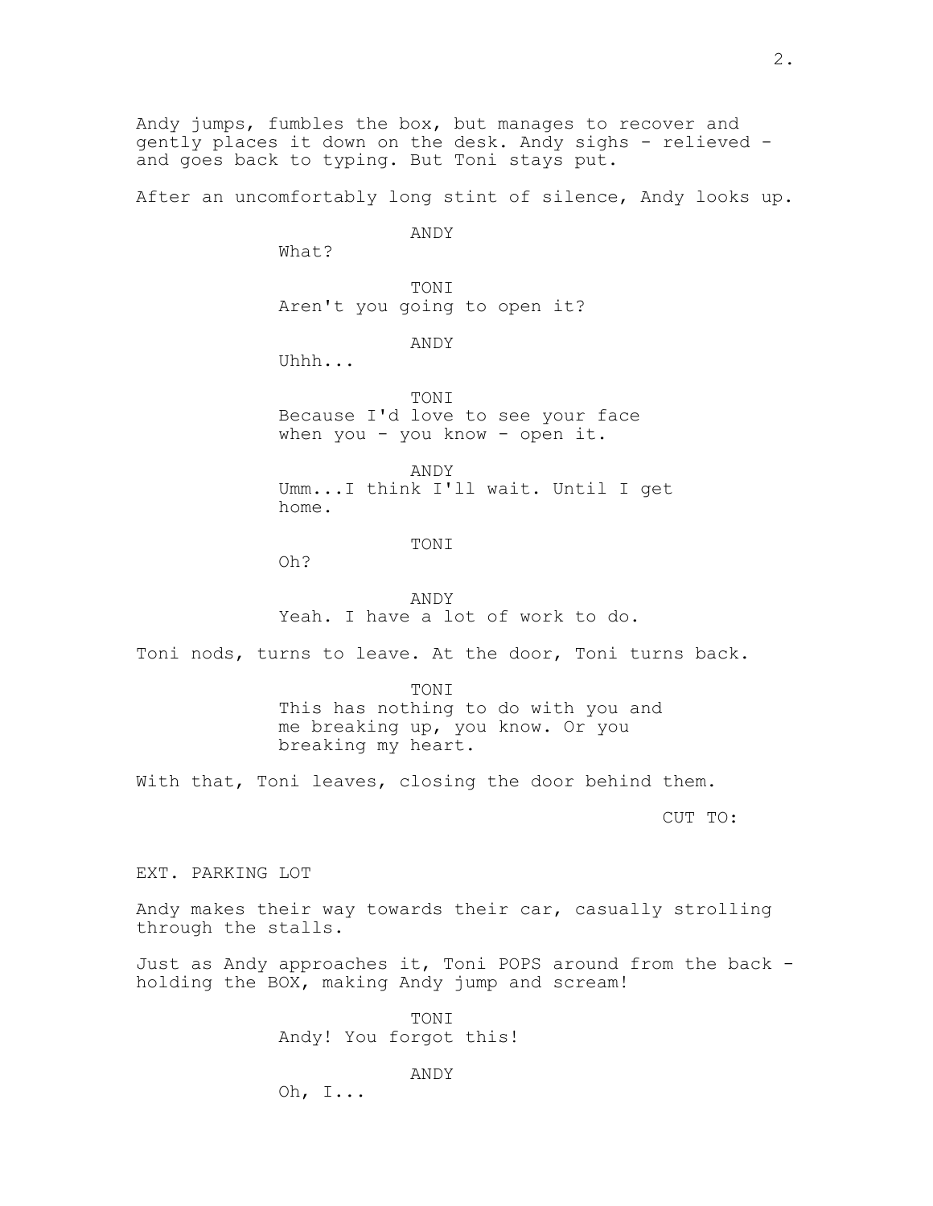Andy jumps, fumbles the box, but manages to recover and gently places it down on the desk. Andy sighs - relieved - and goes back to typing. But Toni stays put.

After an uncomfortably long stint of silence, Andy looks up.

ANDY
What?

TONI
Aren't you going to open it?

ANDY
Uhhh...

TONI
Because I'd love to see your face when you - you know - open it.

ANDY
Umm...I think I'll wait. Until I get home.

TONI
Oh?

ANDY
Yeah. I have a lot of work to do.

Toni nods, turns to leave. At the door, Toni turns back.

TONI
This has nothing to do with you and me breaking up, you know. Or you breaking my heart.

With that, Toni leaves, closing the door behind them.

CUT TO:

EXT. PARKING LOT

Andy makes their way towards their car, casually strolling through the stalls.

Just as Andy approaches it, Toni POPS around from the back - holding the BOX, making Andy jump and scream!

TONI
Andy! You forgot this!

ANDY
Oh, I...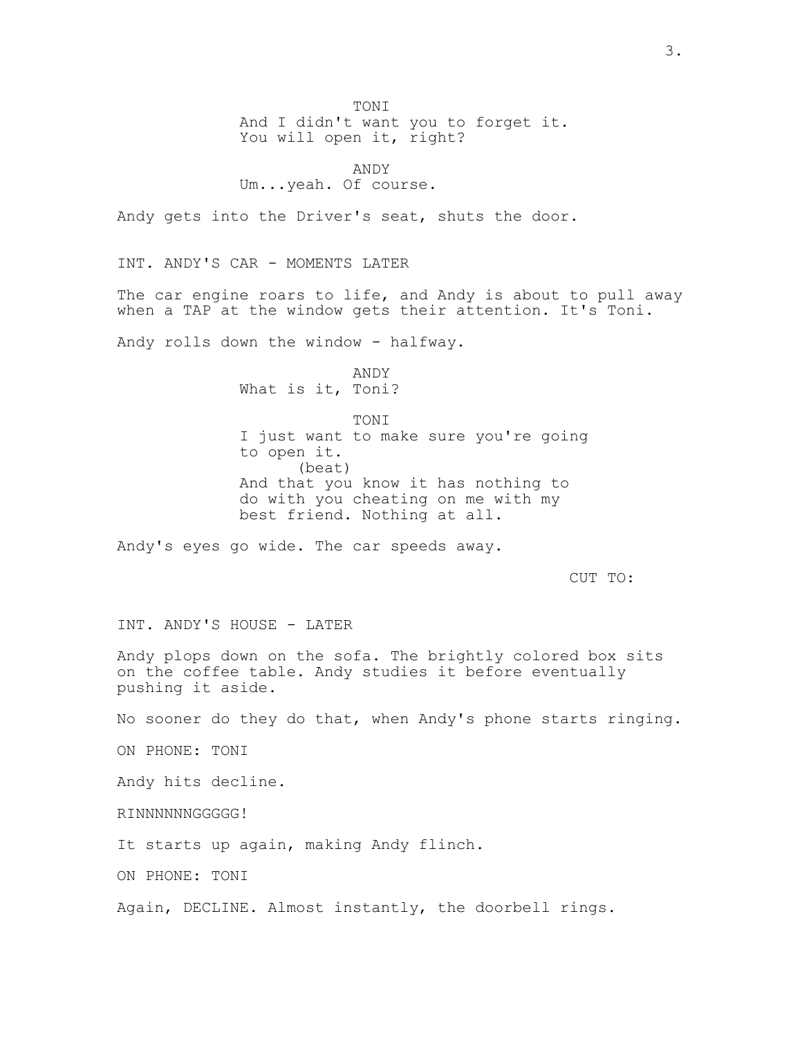TONI
And I didn't want you to forget it.
You will open it, right?

ANDY
Um...yeah. Of course.

Andy gets into the Driver's seat, shuts the door.

INT. ANDY'S CAR - MOMENTS LATER

The car engine roars to life, and Andy is about to pull away when a TAP at the window gets their attention. It's Toni.

Andy rolls down the window - halfway.

ANDY
What is it, Toni?

TONI
I just want to make sure you're going to open it.
(beat)
And that you know it has nothing to do with you cheating on me with my best friend. Nothing at all.

Andy's eyes go wide. The car speeds away.

CUT TO:

INT. ANDY'S HOUSE - LATER

Andy plops down on the sofa. The brightly colored box sits on the coffee table. Andy studies it before eventually pushing it aside.

No sooner do they do that, when Andy's phone starts ringing.

ON PHONE: TONI

Andy hits decline.

RINNNNNNGGGGG!

It starts up again, making Andy flinch.

ON PHONE: TONI

Again, DECLINE. Almost instantly, the doorbell rings.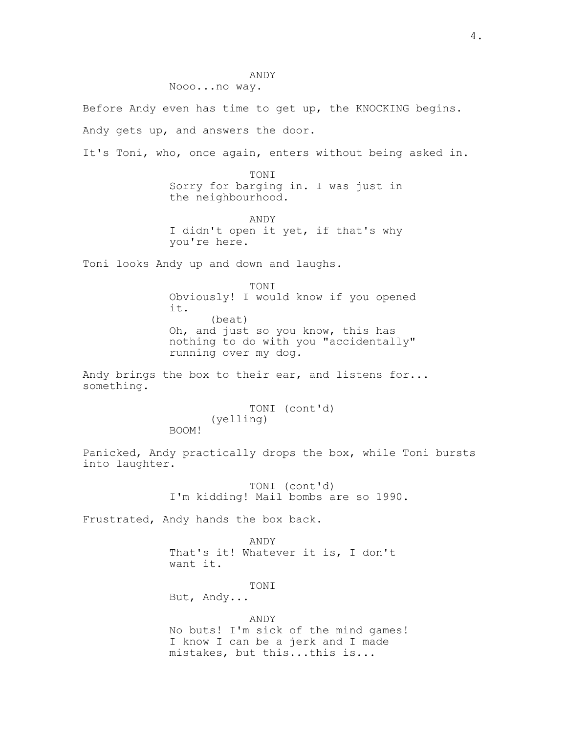ANDY
Nooo...no way.

Before Andy even has time to get up, the KNOCKING begins.

Andy gets up, and answers the door.

It's Toni, who, once again, enters without being asked in.

TONI
Sorry for barging in. I was just in the neighbourhood.

ANDY
I didn't open it yet, if that's why you're here.

Toni looks Andy up and down and laughs.

TONI
Obviously! I would know if you opened it.
(beat)
Oh, and just so you know, this has nothing to do with you "accidentally" running over my dog.

Andy brings the box to their ear, and listens for... something.

TONI (cont'd)
(yelling)
BOOM!

Panicked, Andy practically drops the box, while Toni bursts into laughter.

TONI (cont'd)
I'm kidding! Mail bombs are so 1990.

Frustrated, Andy hands the box back.

ANDY
That's it! Whatever it is, I don't want it.

TONI
But, Andy...

ANDY
No buts! I'm sick of the mind games! I know I can be a jerk and I made mistakes, but this...this is...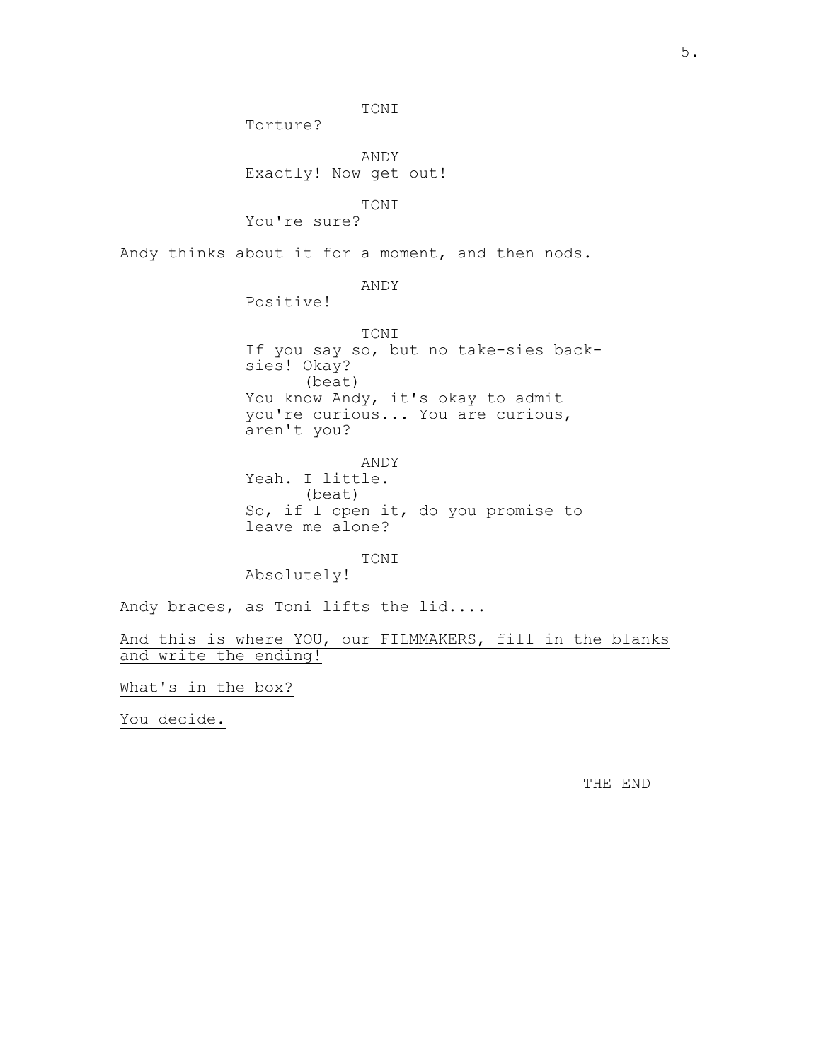TONI
Torture?

ANDY
Exactly! Now get out!

TONI
You're sure?

Andy thinks about it for a moment, and then nods.

ANDY
Positive!

TONI
If you say so, but no take-sies back-sies! Okay?
(beat)
You know Andy, it's okay to admit you're curious... You are curious, aren't you?

ANDY
Yeah. I little.
(beat)
So, if I open it, do you promise to leave me alone?

TONI
Absolutely!

Andy braces, as Toni lifts the lid....

<u>And this is where YOU, our FILMMAKERS, fill in the blanks and write the ending!</u>

<u>What's in the box?</u>

<u>You decide.</u>

THE END